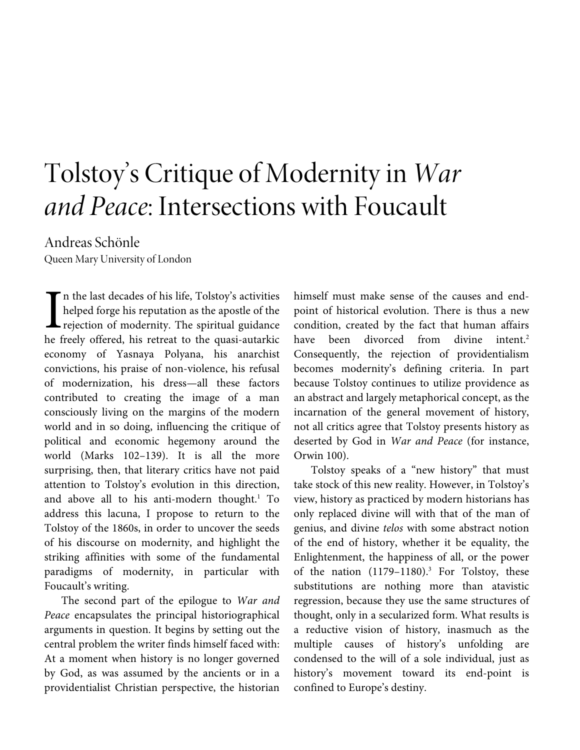# Tolstoy's Critique of Modernity in *War and Peace*: Intersections with Foucault

Andreas Schönle

Queen Mary University of London

In the last decades of his life, Tolstoy's activities helped forge his reputation as the apostle of the rejection of modernity. The spiritual guidance he freely offered, his retreat to the quasi-autarkic economy of Yasnaya Polyana, his anarchist convictions, his praise of non-violence, his refusal of modernization, his dress—all these factors contributed to creating the image of a man consciously living on the margins of the modern world and in so doing, influencing the critique of political and economic hegemony around the world (Marks 102–139). It is all the more surprising, then, that literary critics have not paid attention to Tolstoy's evolution in this direction, and above all to his anti-modern thought.[1] To address this lacuna, I propose to return to the Tolstoy of the 1860s, in order to uncover the seeds of his discourse on modernity, and highlight the striking affinities with some of the fundamental paradigms of modernity, in particular with Foucault's writing.

The second part of the epilogue to *War and Peace* encapsulates the principal historiographical arguments in question. It begins by setting out the central problem the writer finds himself faced with: At a moment when history is no longer governed by God, as was assumed by the ancients or in a providentialist Christian perspective, the historian himself must make sense of the causes and end-point of historical evolution. There is thus a new condition, created by the fact that human affairs have been divorced from divine intent.[2] Consequently, the rejection of providentialism becomes modernity's defining criteria. In part because Tolstoy continues to utilize providence as an abstract and largely metaphorical concept, as the incarnation of the general movement of history, not all critics agree that Tolstoy presents history as deserted by God in *War and Peace* (for instance, Orwin 100).

Tolstoy speaks of a "new history" that must take stock of this new reality. However, in Tolstoy's view, history as practiced by modern historians has only replaced divine will with that of the man of genius, and divine *telos* with some abstract notion of the end of history, whether it be equality, the Enlightenment, the happiness of all, or the power of the nation (1179–1180).[3] For Tolstoy, these substitutions are nothing more than atavistic regression, because they use the same structures of thought, only in a secularized form. What results is a reductive vision of history, inasmuch as the multiple causes of history's unfolding are condensed to the will of a sole individual, just as history's movement toward its end-point is confined to Europe's destiny.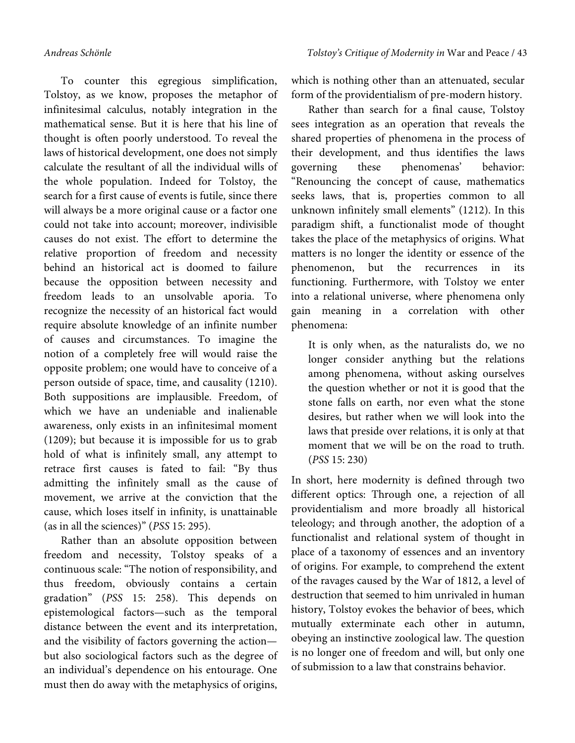To counter this egregious simplification, Tolstoy, as we know, proposes the metaphor of infinitesimal calculus, notably integration in the mathematical sense. But it is here that his line of thought is often poorly understood. To reveal the laws of historical development, one does not simply calculate the resultant of all the individual wills of the whole population. Indeed for Tolstoy, the search for a first cause of events is futile, since there will always be a more original cause or a factor one could not take into account; moreover, indivisible causes do not exist. The effort to determine the relative proportion of freedom and necessity behind an historical act is doomed to failure because the opposition between necessity and freedom leads to an unsolvable aporia. To recognize the necessity of an historical fact would require absolute knowledge of an infinite number of causes and circumstances. To imagine the notion of a completely free will would raise the opposite problem; one would have to conceive of a person outside of space, time, and causality (1210). Both suppositions are implausible. Freedom, of which we have an undeniable and inalienable awareness, only exists in an infinitesimal moment (1209); but because it is impossible for us to grab hold of what is infinitely small, any attempt to retrace first causes is fated to fail: "By thus admitting the infinitely small as the cause of movement, we arrive at the conviction that the cause, which loses itself in infinity, is unattainable (as in all the sciences)" (*PSS* 15: 295).

Rather than an absolute opposition between freedom and necessity, Tolstoy speaks of a continuous scale: "The notion of responsibility, and thus freedom, obviously contains a certain gradation" (*PSS* 15: 258). This depends on epistemological factors—such as the temporal distance between the event and its interpretation, and the visibility of factors governing the action—but also sociological factors such as the degree of an individual's dependence on his entourage. One must then do away with the metaphysics of origins, which is nothing other than an attenuated, secular form of the providentialism of pre-modern history.

Rather than search for a final cause, Tolstoy sees integration as an operation that reveals the shared properties of phenomena in the process of their development, and thus identifies the laws governing these phenomenas' behavior: "Renouncing the concept of cause, mathematics seeks laws, that is, properties common to all unknown infinitely small elements" (1212). In this paradigm shift, a functionalist mode of thought takes the place of the metaphysics of origins. What matters is no longer the identity or essence of the phenomenon, but the recurrences in its functioning. Furthermore, with Tolstoy we enter into a relational universe, where phenomena only gain meaning in a correlation with other phenomena:

> It is only when, as the naturalists do, we no longer consider anything but the relations among phenomena, without asking ourselves the question whether or not it is good that the stone falls on earth, nor even what the stone desires, but rather when we will look into the laws that preside over relations, it is only at that moment that we will be on the road to truth. (*PSS* 15: 230)

In short, here modernity is defined through two different optics: Through one, a rejection of all providentialism and more broadly all historical teleology; and through another, the adoption of a functionalist and relational system of thought in place of a taxonomy of essences and an inventory of origins. For example, to comprehend the extent of the ravages caused by the War of 1812, a level of destruction that seemed to him unrivaled in human history, Tolstoy evokes the behavior of bees, which mutually exterminate each other in autumn, obeying an instinctive zoological law. The question is no longer one of freedom and will, but only one of submission to a law that constrains behavior.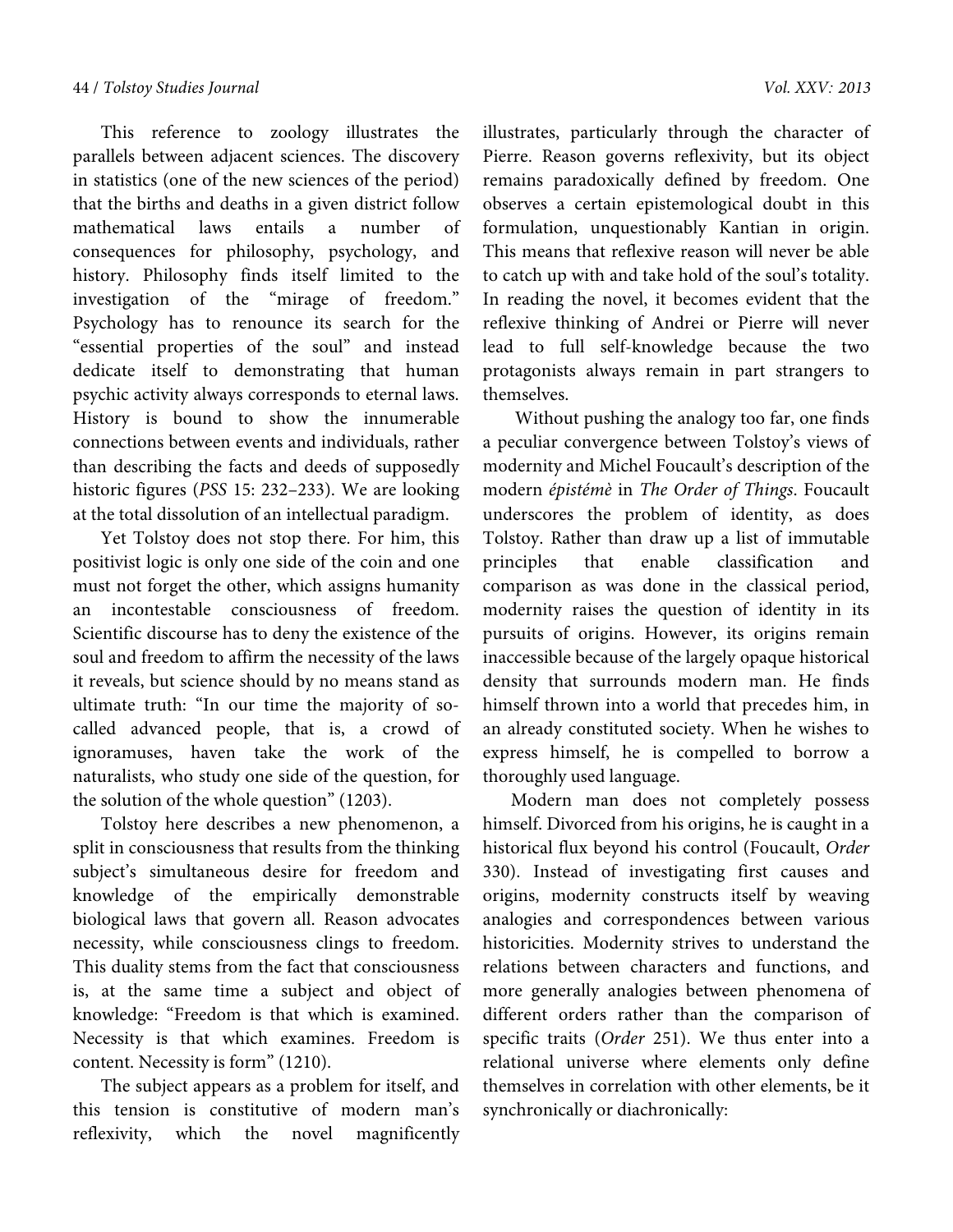This reference to zoology illustrates the parallels between adjacent sciences. The discovery in statistics (one of the new sciences of the period) that the births and deaths in a given district follow mathematical laws entails a number of consequences for philosophy, psychology, and history. Philosophy finds itself limited to the investigation of the "mirage of freedom." Psychology has to renounce its search for the "essential properties of the soul" and instead dedicate itself to demonstrating that human psychic activity always corresponds to eternal laws. History is bound to show the innumerable connections between events and individuals, rather than describing the facts and deeds of supposedly historic figures (*PSS* 15: 232–233). We are looking at the total dissolution of an intellectual paradigm.

Yet Tolstoy does not stop there. For him, this positivist logic is only one side of the coin and one must not forget the other, which assigns humanity an incontestable consciousness of freedom. Scientific discourse has to deny the existence of the soul and freedom to affirm the necessity of the laws it reveals, but science should by no means stand as ultimate truth: "In our time the majority of so-called advanced people, that is, a crowd of ignoramuses, haven take the work of the naturalists, who study one side of the question, for the solution of the whole question" (1203).

Tolstoy here describes a new phenomenon, a split in consciousness that results from the thinking subject's simultaneous desire for freedom and knowledge of the empirically demonstrable biological laws that govern all. Reason advocates necessity, while consciousness clings to freedom. This duality stems from the fact that consciousness is, at the same time a subject and object of knowledge: "Freedom is that which is examined. Necessity is that which examines. Freedom is content. Necessity is form" (1210).

The subject appears as a problem for itself, and this tension is constitutive of modern man's reflexivity, which the novel magnificently illustrates, particularly through the character of Pierre. Reason governs reflexivity, but its object remains paradoxically defined by freedom. One observes a certain epistemological doubt in this formulation, unquestionably Kantian in origin. This means that reflexive reason will never be able to catch up with and take hold of the soul's totality. In reading the novel, it becomes evident that the reflexive thinking of Andrei or Pierre will never lead to full self-knowledge because the two protagonists always remain in part strangers to themselves.

Without pushing the analogy too far, one finds a peculiar convergence between Tolstoy's views of modernity and Michel Foucault's description of the modern *épistémè* in *The Order of Things*. Foucault underscores the problem of identity, as does Tolstoy. Rather than draw up a list of immutable principles that enable classification and comparison as was done in the classical period, modernity raises the question of identity in its pursuits of origins. However, its origins remain inaccessible because of the largely opaque historical density that surrounds modern man. He finds himself thrown into a world that precedes him, in an already constituted society. When he wishes to express himself, he is compelled to borrow a thoroughly used language.

Modern man does not completely possess himself. Divorced from his origins, he is caught in a historical flux beyond his control (Foucault, *Order* 330). Instead of investigating first causes and origins, modernity constructs itself by weaving analogies and correspondences between various historicities. Modernity strives to understand the relations between characters and functions, and more generally analogies between phenomena of different orders rather than the comparison of specific traits (*Order* 251). We thus enter into a relational universe where elements only define themselves in correlation with other elements, be it synchronically or diachronically: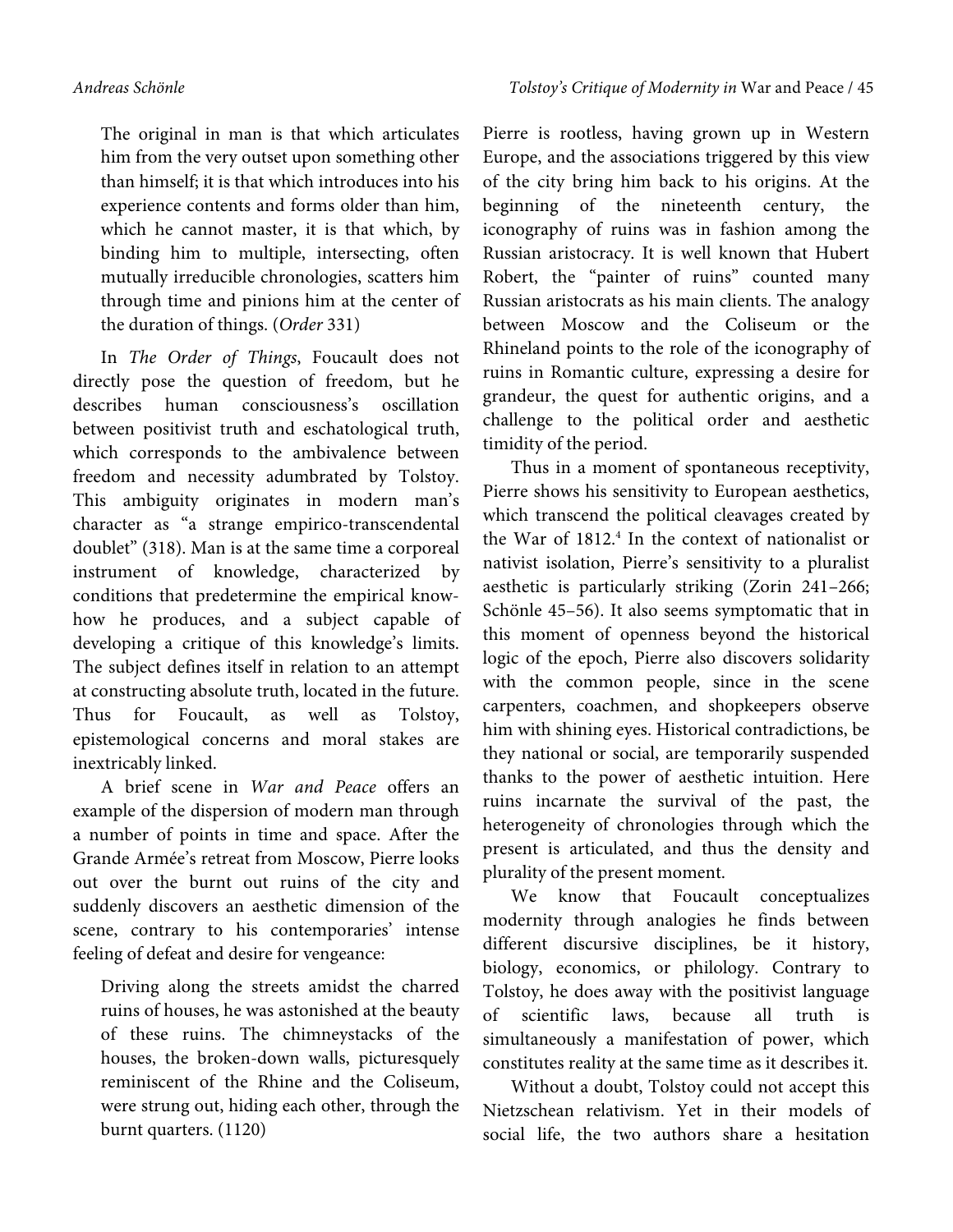> The original in man is that which articulates him from the very outset upon something other than himself; it is that which introduces into his experience contents and forms older than him, which he cannot master, it is that which, by binding him to multiple, intersecting, often mutually irreducible chronologies, scatters him through time and pinions him at the center of the duration of things. (*Order* 331)

In *The Order of Things*, Foucault does not directly pose the question of freedom, but he describes human consciousness's oscillation between positivist truth and eschatological truth, which corresponds to the ambivalence between freedom and necessity adumbrated by Tolstoy. This ambiguity originates in modern man's character as "a strange empirico-transcendental doublet" (318). Man is at the same time a corporeal instrument of knowledge, characterized by conditions that predetermine the empirical know-how he produces, and a subject capable of developing a critique of this knowledge's limits. The subject defines itself in relation to an attempt at constructing absolute truth, located in the future. Thus for Foucault, as well as Tolstoy, epistemological concerns and moral stakes are inextricably linked.

A brief scene in *War and Peace* offers an example of the dispersion of modern man through a number of points in time and space. After the Grande Armée's retreat from Moscow, Pierre looks out over the burnt out ruins of the city and suddenly discovers an aesthetic dimension of the scene, contrary to his contemporaries' intense feeling of defeat and desire for vengeance:

> Driving along the streets amidst the charred ruins of houses, he was astonished at the beauty of these ruins. The chimneystacks of the houses, the broken-down walls, picturesquely reminiscent of the Rhine and the Coliseum, were strung out, hiding each other, through the burnt quarters. (1120)

Pierre is rootless, having grown up in Western Europe, and the associations triggered by this view of the city bring him back to his origins. At the beginning of the nineteenth century, the iconography of ruins was in fashion among the Russian aristocracy. It is well known that Hubert Robert, the "painter of ruins" counted many Russian aristocrats as his main clients. The analogy between Moscow and the Coliseum or the Rhineland points to the role of the iconography of ruins in Romantic culture, expressing a desire for grandeur, the quest for authentic origins, and a challenge to the political order and aesthetic timidity of the period.

Thus in a moment of spontaneous receptivity, Pierre shows his sensitivity to European aesthetics, which transcend the political cleavages created by the War of 1812.[4] In the context of nationalist or nativist isolation, Pierre's sensitivity to a pluralist aesthetic is particularly striking (Zorin 241–266; Schönle 45–56). It also seems symptomatic that in this moment of openness beyond the historical logic of the epoch, Pierre also discovers solidarity with the common people, since in the scene carpenters, coachmen, and shopkeepers observe him with shining eyes. Historical contradictions, be they national or social, are temporarily suspended thanks to the power of aesthetic intuition. Here ruins incarnate the survival of the past, the heterogeneity of chronologies through which the present is articulated, and thus the density and plurality of the present moment.

We know that Foucault conceptualizes modernity through analogies he finds between different discursive disciplines, be it history, biology, economics, or philology. Contrary to Tolstoy, he does away with the positivist language of scientific laws, because all truth is simultaneously a manifestation of power, which constitutes reality at the same time as it describes it.

Without a doubt, Tolstoy could not accept this Nietzschean relativism. Yet in their models of social life, the two authors share a hesitation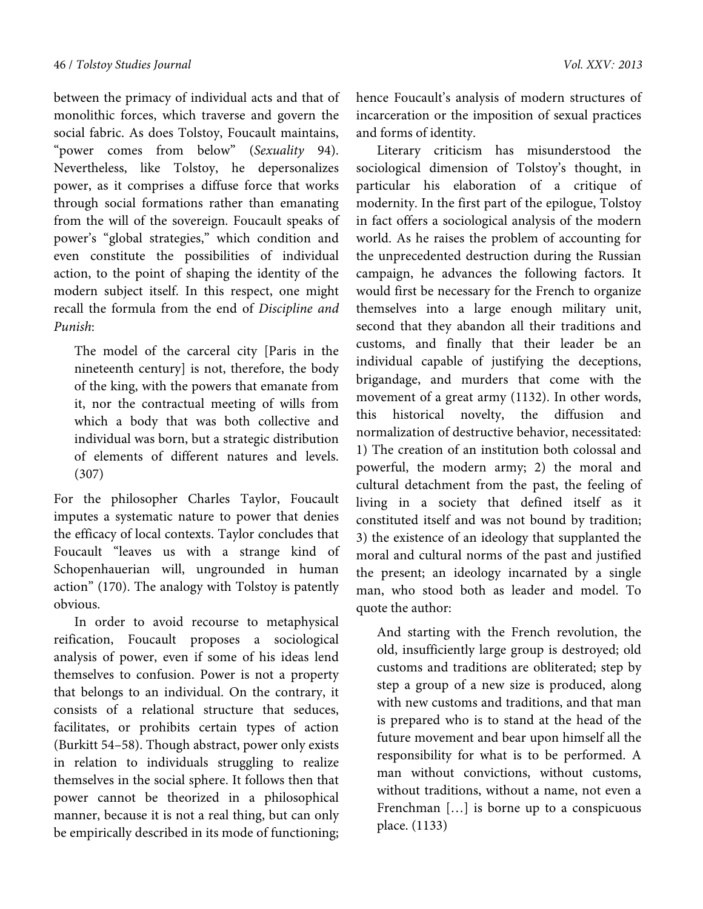between the primacy of individual acts and that of monolithic forces, which traverse and govern the social fabric. As does Tolstoy, Foucault maintains, "power comes from below" (*Sexuality* 94). Nevertheless, like Tolstoy, he depersonalizes power, as it comprises a diffuse force that works through social formations rather than emanating from the will of the sovereign. Foucault speaks of power's "global strategies," which condition and even constitute the possibilities of individual action, to the point of shaping the identity of the modern subject itself. In this respect, one might recall the formula from the end of *Discipline and Punish*:

> The model of the carceral city [Paris in the nineteenth century] is not, therefore, the body of the king, with the powers that emanate from it, nor the contractual meeting of wills from which a body that was both collective and individual was born, but a strategic distribution of elements of different natures and levels. (307)

For the philosopher Charles Taylor, Foucault imputes a systematic nature to power that denies the efficacy of local contexts. Taylor concludes that Foucault "leaves us with a strange kind of Schopenhauerian will, ungrounded in human action" (170). The analogy with Tolstoy is patently obvious.

In order to avoid recourse to metaphysical reification, Foucault proposes a sociological analysis of power, even if some of his ideas lend themselves to confusion. Power is not a property that belongs to an individual. On the contrary, it consists of a relational structure that seduces, facilitates, or prohibits certain types of action (Burkitt 54–58). Though abstract, power only exists in relation to individuals struggling to realize themselves in the social sphere. It follows then that power cannot be theorized in a philosophical manner, because it is not a real thing, but can only be empirically described in its mode of functioning; hence Foucault's analysis of modern structures of incarceration or the imposition of sexual practices and forms of identity.

Literary criticism has misunderstood the sociological dimension of Tolstoy's thought, in particular his elaboration of a critique of modernity. In the first part of the epilogue, Tolstoy in fact offers a sociological analysis of the modern world. As he raises the problem of accounting for the unprecedented destruction during the Russian campaign, he advances the following factors. It would first be necessary for the French to organize themselves into a large enough military unit, second that they abandon all their traditions and customs, and finally that their leader be an individual capable of justifying the deceptions, brigandage, and murders that come with the movement of a great army (1132). In other words, this historical novelty, the diffusion and normalization of destructive behavior, necessitated: 1) The creation of an institution both colossal and powerful, the modern army; 2) the moral and cultural detachment from the past, the feeling of living in a society that defined itself as it constituted itself and was not bound by tradition; 3) the existence of an ideology that supplanted the moral and cultural norms of the past and justified the present; an ideology incarnated by a single man, who stood both as leader and model. To quote the author:

> And starting with the French revolution, the old, insufficiently large group is destroyed; old customs and traditions are obliterated; step by step a group of a new size is produced, along with new customs and traditions, and that man is prepared who is to stand at the head of the future movement and bear upon himself all the responsibility for what is to be performed. A man without convictions, without customs, without traditions, without a name, not even a Frenchman […] is borne up to a conspicuous place. (1133)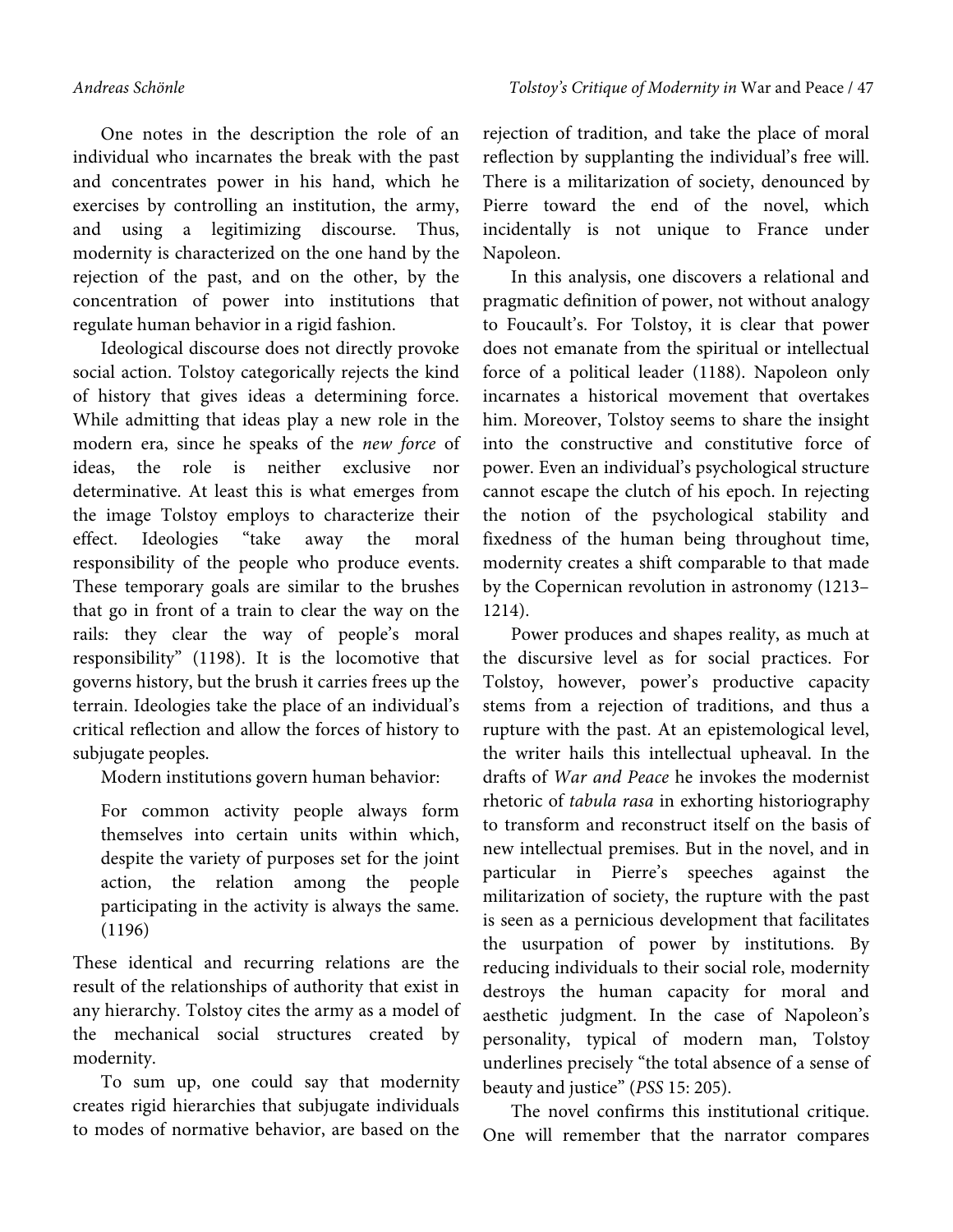One notes in the description the role of an individual who incarnates the break with the past and concentrates power in his hand, which he exercises by controlling an institution, the army, and using a legitimizing discourse. Thus, modernity is characterized on the one hand by the rejection of the past, and on the other, by the concentration of power into institutions that regulate human behavior in a rigid fashion.

Ideological discourse does not directly provoke social action. Tolstoy categorically rejects the kind of history that gives ideas a determining force. While admitting that ideas play a new role in the modern era, since he speaks of the *new force* of ideas, the role is neither exclusive nor determinative. At least this is what emerges from the image Tolstoy employs to characterize their effect. Ideologies "take away the moral responsibility of the people who produce events. These temporary goals are similar to the brushes that go in front of a train to clear the way on the rails: they clear the way of people's moral responsibility" (1198). It is the locomotive that governs history, but the brush it carries frees up the terrain. Ideologies take the place of an individual's critical reflection and allow the forces of history to subjugate peoples.

Modern institutions govern human behavior:

> For common activity people always form themselves into certain units within which, despite the variety of purposes set for the joint action, the relation among the people participating in the activity is always the same. (1196)

These identical and recurring relations are the result of the relationships of authority that exist in any hierarchy. Tolstoy cites the army as a model of the mechanical social structures created by modernity.

To sum up, one could say that modernity creates rigid hierarchies that subjugate individuals to modes of normative behavior, are based on the rejection of tradition, and take the place of moral reflection by supplanting the individual's free will. There is a militarization of society, denounced by Pierre toward the end of the novel, which incidentally is not unique to France under Napoleon.

In this analysis, one discovers a relational and pragmatic definition of power, not without analogy to Foucault's. For Tolstoy, it is clear that power does not emanate from the spiritual or intellectual force of a political leader (1188). Napoleon only incarnates a historical movement that overtakes him. Moreover, Tolstoy seems to share the insight into the constructive and constitutive force of power. Even an individual's psychological structure cannot escape the clutch of his epoch. In rejecting the notion of the psychological stability and fixedness of the human being throughout time, modernity creates a shift comparable to that made by the Copernican revolution in astronomy (1213–1214).

Power produces and shapes reality, as much at the discursive level as for social practices. For Tolstoy, however, power's productive capacity stems from a rejection of traditions, and thus a rupture with the past. At an epistemological level, the writer hails this intellectual upheaval. In the drafts of *War and Peace* he invokes the modernist rhetoric of *tabula rasa* in exhorting historiography to transform and reconstruct itself on the basis of new intellectual premises. But in the novel, and in particular in Pierre's speeches against the militarization of society, the rupture with the past is seen as a pernicious development that facilitates the usurpation of power by institutions. By reducing individuals to their social role, modernity destroys the human capacity for moral and aesthetic judgment. In the case of Napoleon's personality, typical of modern man, Tolstoy underlines precisely "the total absence of a sense of beauty and justice" (*PSS* 15: 205).

The novel confirms this institutional critique. One will remember that the narrator compares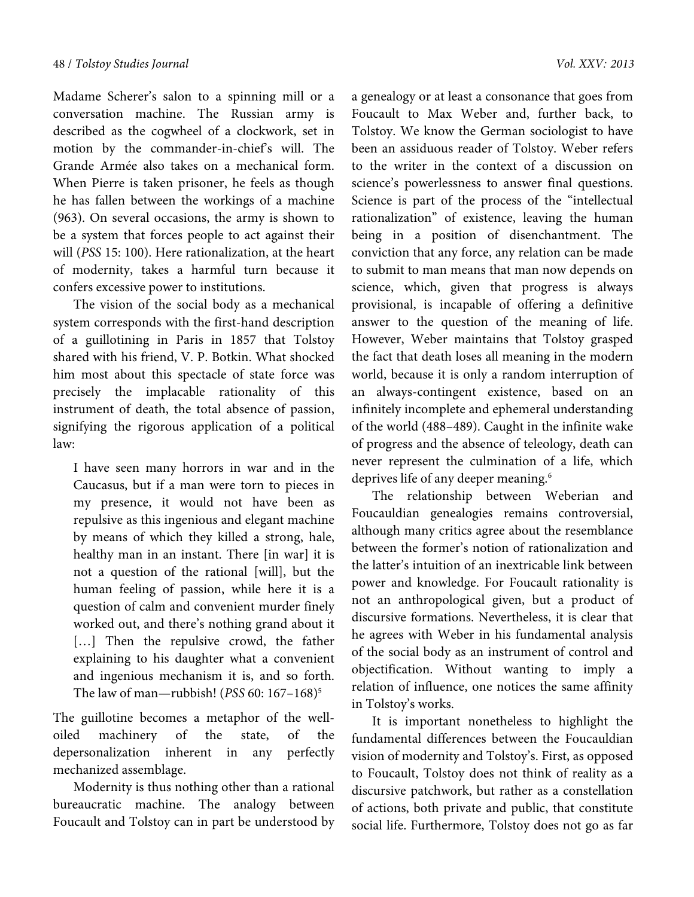Madame Scherer's salon to a spinning mill or a conversation machine. The Russian army is described as the cogwheel of a clockwork, set in motion by the commander-in-chief's will. The Grande Armée also takes on a mechanical form. When Pierre is taken prisoner, he feels as though he has fallen between the workings of a machine (963). On several occasions, the army is shown to be a system that forces people to act against their will (*PSS* 15: 100). Here rationalization, at the heart of modernity, takes a harmful turn because it confers excessive power to institutions.

The vision of the social body as a mechanical system corresponds with the first-hand description of a guillotining in Paris in 1857 that Tolstoy shared with his friend, V. P. Botkin. What shocked him most about this spectacle of state force was precisely the implacable rationality of this instrument of death, the total absence of passion, signifying the rigorous application of a political law:

> I have seen many horrors in war and in the Caucasus, but if a man were torn to pieces in my presence, it would not have been as repulsive as this ingenious and elegant machine by means of which they killed a strong, hale, healthy man in an instant. There [in war] it is not a question of the rational [will], but the human feeling of passion, while here it is a question of calm and convenient murder finely worked out, and there's nothing grand about it [...] Then the repulsive crowd, the father explaining to his daughter what a convenient and ingenious mechanism it is, and so forth. The law of man—rubbish! (*PSS* 60: 167–168)[5]

The guillotine becomes a metaphor of the well-oiled machinery of the state, of the depersonalization inherent in any perfectly mechanized assemblage.

Modernity is thus nothing other than a rational bureaucratic machine. The analogy between Foucault and Tolstoy can in part be understood by a genealogy or at least a consonance that goes from Foucault to Max Weber and, further back, to Tolstoy. We know the German sociologist to have been an assiduous reader of Tolstoy. Weber refers to the writer in the context of a discussion on science's powerlessness to answer final questions. Science is part of the process of the "intellectual rationalization" of existence, leaving the human being in a position of disenchantment. The conviction that any force, any relation can be made to submit to man means that man now depends on science, which, given that progress is always provisional, is incapable of offering a definitive answer to the question of the meaning of life. However, Weber maintains that Tolstoy grasped the fact that death loses all meaning in the modern world, because it is only a random interruption of an always-contingent existence, based on an infinitely incomplete and ephemeral understanding of the world (488–489). Caught in the infinite wake of progress and the absence of teleology, death can never represent the culmination of a life, which deprives life of any deeper meaning.[6]

The relationship between Weberian and Foucauldian genealogies remains controversial, although many critics agree about the resemblance between the former's notion of rationalization and the latter's intuition of an inextricable link between power and knowledge. For Foucault rationality is not an anthropological given, but a product of discursive formations. Nevertheless, it is clear that he agrees with Weber in his fundamental analysis of the social body as an instrument of control and objectification. Without wanting to imply a relation of influence, one notices the same affinity in Tolstoy's works.

It is important nonetheless to highlight the fundamental differences between the Foucauldian vision of modernity and Tolstoy's. First, as opposed to Foucault, Tolstoy does not think of reality as a discursive patchwork, but rather as a constellation of actions, both private and public, that constitute social life. Furthermore, Tolstoy does not go as far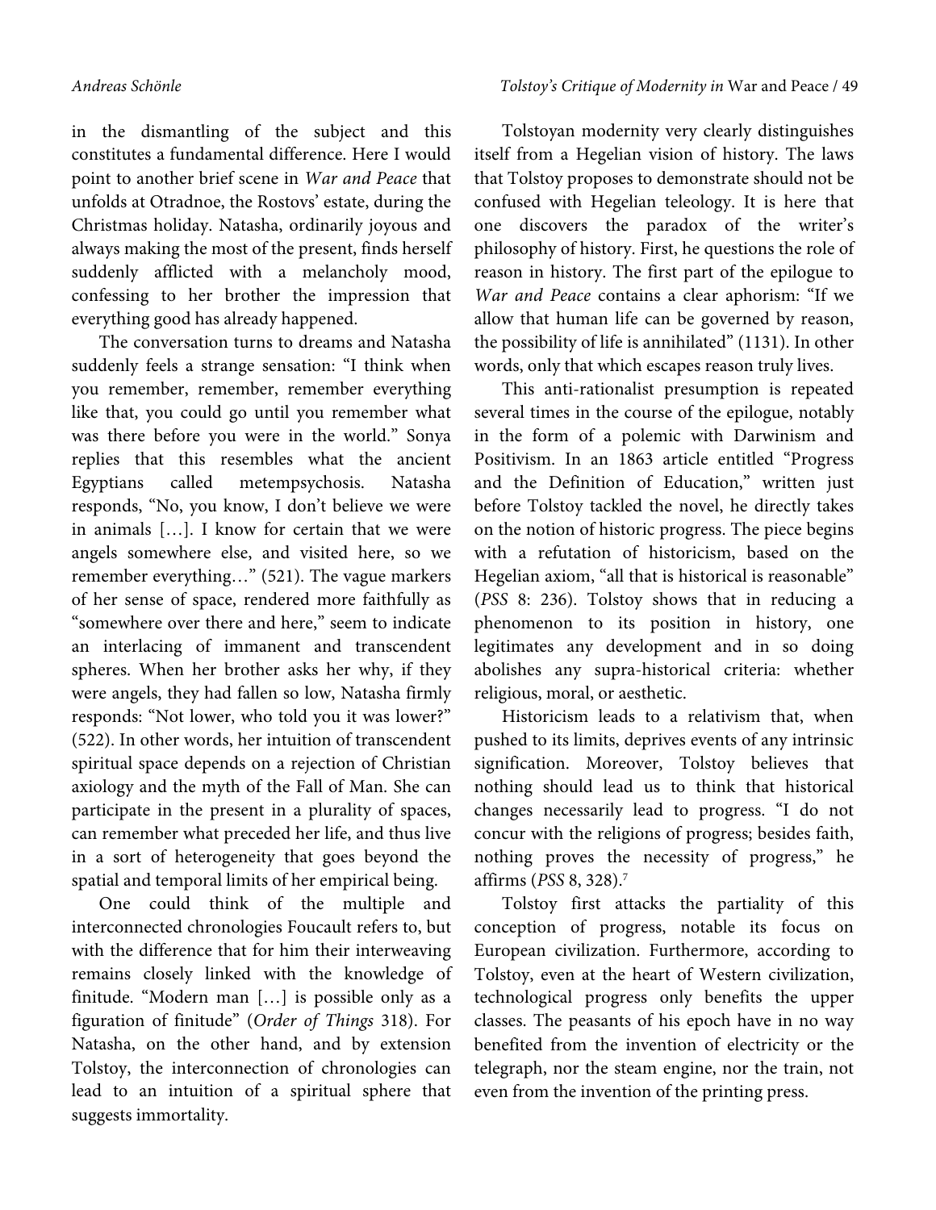in the dismantling of the subject and this constitutes a fundamental difference. Here I would point to another brief scene in *War and Peace* that unfolds at Otradnoe, the Rostovs' estate, during the Christmas holiday. Natasha, ordinarily joyous and always making the most of the present, finds herself suddenly afflicted with a melancholy mood, confessing to her brother the impression that everything good has already happened.

The conversation turns to dreams and Natasha suddenly feels a strange sensation: "I think when you remember, remember, remember everything like that, you could go until you remember what was there before you were in the world." Sonya replies that this resembles what the ancient Egyptians called metempsychosis. Natasha responds, "No, you know, I don't believe we were in animals […]. I know for certain that we were angels somewhere else, and visited here, so we remember everything…" (521). The vague markers of her sense of space, rendered more faithfully as "somewhere over there and here," seem to indicate an interlacing of immanent and transcendent spheres. When her brother asks her why, if they were angels, they had fallen so low, Natasha firmly responds: "Not lower, who told you it was lower?" (522). In other words, her intuition of transcendent spiritual space depends on a rejection of Christian axiology and the myth of the Fall of Man. She can participate in the present in a plurality of spaces, can remember what preceded her life, and thus live in a sort of heterogeneity that goes beyond the spatial and temporal limits of her empirical being.

One could think of the multiple and interconnected chronologies Foucault refers to, but with the difference that for him their interweaving remains closely linked with the knowledge of finitude. "Modern man […] is possible only as a figuration of finitude" (*Order of Things* 318). For Natasha, on the other hand, and by extension Tolstoy, the interconnection of chronologies can lead to an intuition of a spiritual sphere that suggests immortality.

Tolstoyan modernity very clearly distinguishes itself from a Hegelian vision of history. The laws that Tolstoy proposes to demonstrate should not be confused with Hegelian teleology. It is here that one discovers the paradox of the writer's philosophy of history. First, he questions the role of reason in history. The first part of the epilogue to *War and Peace* contains a clear aphorism: "If we allow that human life can be governed by reason, the possibility of life is annihilated" (1131). In other words, only that which escapes reason truly lives.

This anti-rationalist presumption is repeated several times in the course of the epilogue, notably in the form of a polemic with Darwinism and Positivism. In an 1863 article entitled "Progress and the Definition of Education," written just before Tolstoy tackled the novel, he directly takes on the notion of historic progress. The piece begins with a refutation of historicism, based on the Hegelian axiom, "all that is historical is reasonable" (*PSS* 8: 236). Tolstoy shows that in reducing a phenomenon to its position in history, one legitimates any development and in so doing abolishes any supra-historical criteria: whether religious, moral, or aesthetic.

Historicism leads to a relativism that, when pushed to its limits, deprives events of any intrinsic signification. Moreover, Tolstoy believes that nothing should lead us to think that historical changes necessarily lead to progress. "I do not concur with the religions of progress; besides faith, nothing proves the necessity of progress," he affirms (*PSS* 8, 328).[7]

Tolstoy first attacks the partiality of this conception of progress, notable its focus on European civilization. Furthermore, according to Tolstoy, even at the heart of Western civilization, technological progress only benefits the upper classes. The peasants of his epoch have in no way benefited from the invention of electricity or the telegraph, nor the steam engine, nor the train, not even from the invention of the printing press.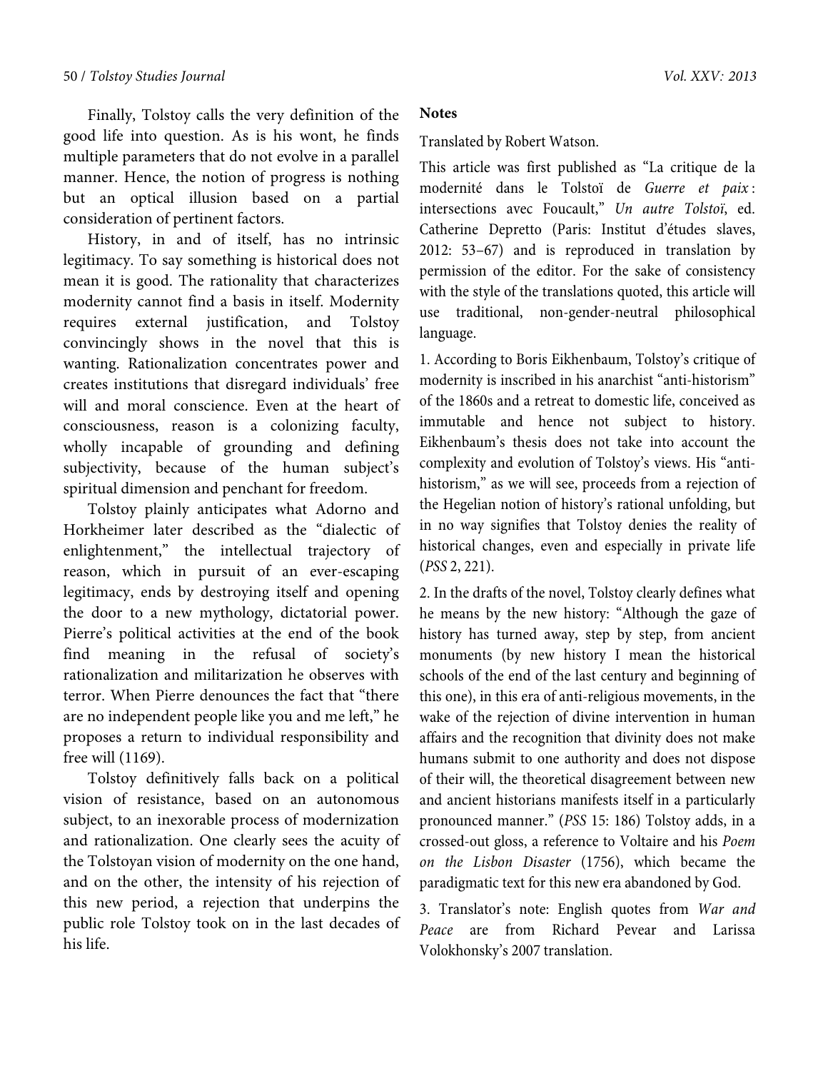Finally, Tolstoy calls the very definition of the good life into question. As is his wont, he finds multiple parameters that do not evolve in a parallel manner. Hence, the notion of progress is nothing but an optical illusion based on a partial consideration of pertinent factors.

History, in and of itself, has no intrinsic legitimacy. To say something is historical does not mean it is good. The rationality that characterizes modernity cannot find a basis in itself. Modernity requires external justification, and Tolstoy convincingly shows in the novel that this is wanting. Rationalization concentrates power and creates institutions that disregard individuals' free will and moral conscience. Even at the heart of consciousness, reason is a colonizing faculty, wholly incapable of grounding and defining subjectivity, because of the human subject's spiritual dimension and penchant for freedom.

Tolstoy plainly anticipates what Adorno and Horkheimer later described as the "dialectic of enlightenment," the intellectual trajectory of reason, which in pursuit of an ever-escaping legitimacy, ends by destroying itself and opening the door to a new mythology, dictatorial power. Pierre's political activities at the end of the book find meaning in the refusal of society's rationalization and militarization he observes with terror. When Pierre denounces the fact that "there are no independent people like you and me left," he proposes a return to individual responsibility and free will (1169).

Tolstoy definitively falls back on a political vision of resistance, based on an autonomous subject, to an inexorable process of modernization and rationalization. One clearly sees the acuity of the Tolstoyan vision of modernity on the one hand, and on the other, the intensity of his rejection of this new period, a rejection that underpins the public role Tolstoy took on in the last decades of his life.

**Notes**

Translated by Robert Watson.

This article was first published as "La critique de la modernité dans le Tolstoï de *Guerre et paix* : intersections avec Foucault," *Un autre Tolstoï*, ed. Catherine Depretto (Paris: Institut d'études slaves, 2012: 53–67) and is reproduced in translation by permission of the editor. For the sake of consistency with the style of the translations quoted, this article will use traditional, non-gender-neutral philosophical language.

1. According to Boris Eikhenbaum, Tolstoy's critique of modernity is inscribed in his anarchist "anti-historism" of the 1860s and a retreat to domestic life, conceived as immutable and hence not subject to history. Eikhenbaum's thesis does not take into account the complexity and evolution of Tolstoy's views. His "anti-historism," as we will see, proceeds from a rejection of the Hegelian notion of history's rational unfolding, but in no way signifies that Tolstoy denies the reality of historical changes, even and especially in private life (*PSS* 2, 221).

2. In the drafts of the novel, Tolstoy clearly defines what he means by the new history: "Although the gaze of history has turned away, step by step, from ancient monuments (by new history I mean the historical schools of the end of the last century and beginning of this one), in this era of anti-religious movements, in the wake of the rejection of divine intervention in human affairs and the recognition that divinity does not make humans submit to one authority and does not dispose of their will, the theoretical disagreement between new and ancient historians manifests itself in a particularly pronounced manner." (*PSS* 15: 186) Tolstoy adds, in a crossed-out gloss, a reference to Voltaire and his *Poem on the Lisbon Disaster* (1756), which became the paradigmatic text for this new era abandoned by God.

3. Translator's note: English quotes from *War and Peace* are from Richard Pevear and Larissa Volokhonsky's 2007 translation.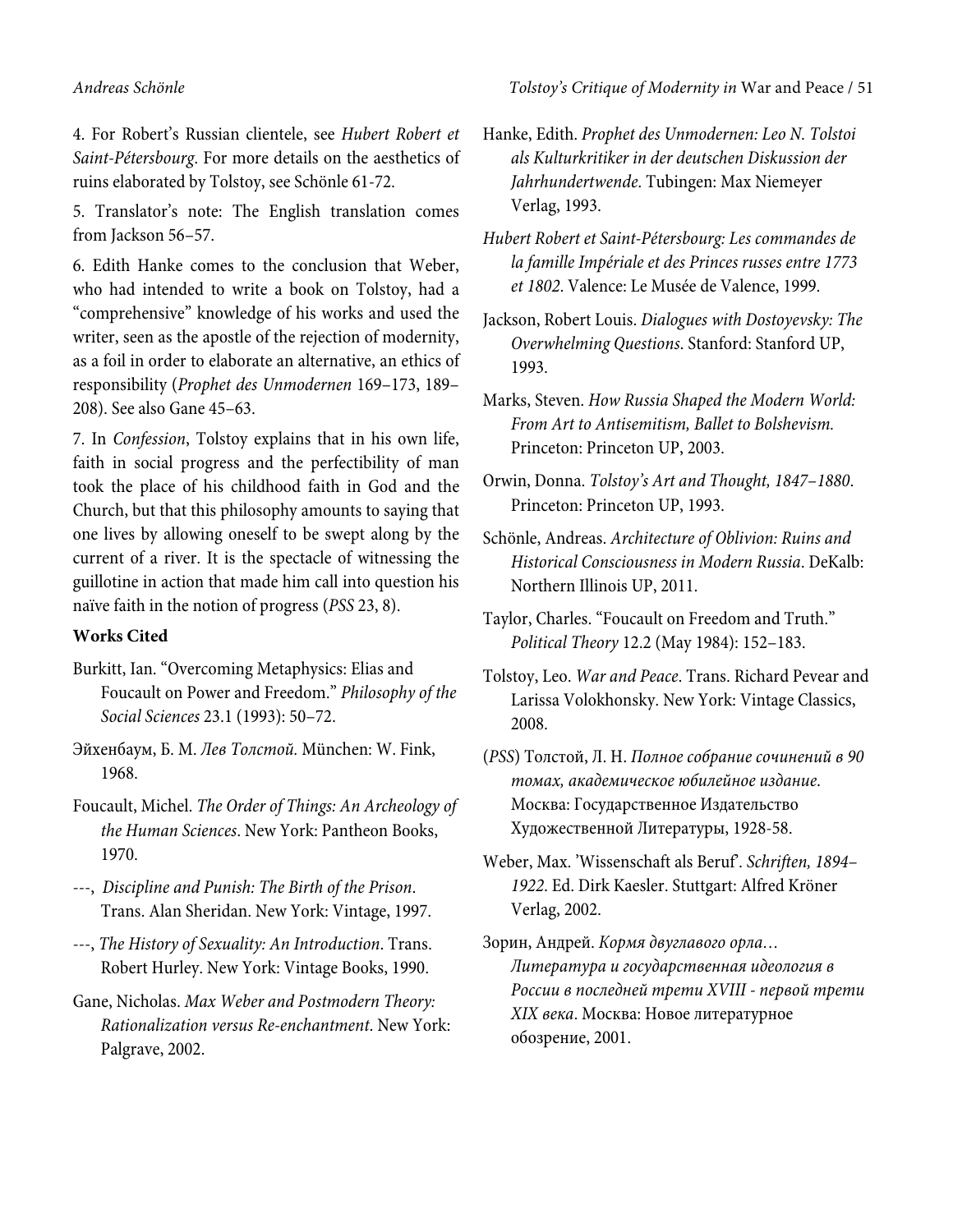4. For Robert's Russian clientele, see *Hubert Robert et Saint-Pétersbourg.* For more details on the aesthetics of ruins elaborated by Tolstoy, see Schönle 61-72.

5. Translator's note: The English translation comes from Jackson 56–57.

6. Edith Hanke comes to the conclusion that Weber, who had intended to write a book on Tolstoy, had a "comprehensive" knowledge of his works and used the writer, seen as the apostle of the rejection of modernity, as a foil in order to elaborate an alternative, an ethics of responsibility (*Prophet des Unmodernen* 169–173, 189–208). See also Gane 45–63.

7. In *Confession*, Tolstoy explains that in his own life, faith in social progress and the perfectibility of man took the place of his childhood faith in God and the Church, but that this philosophy amounts to saying that one lives by allowing oneself to be swept along by the current of a river. It is the spectacle of witnessing the guillotine in action that made him call into question his naïve faith in the notion of progress (*PSS* 23, 8).

**Works Cited**

Burkitt, Ian. "Overcoming Metaphysics: Elias and Foucault on Power and Freedom." *Philosophy of the Social Sciences* 23.1 (1993): 50–72.

Эйхенбаум, Б. М. *Лев Толстой.* München: W. Fink, 1968.

Foucault, Michel. *The Order of Things: An Archeology of the Human Sciences*. New York: Pantheon Books, 1970.

---, *Discipline and Punish: The Birth of the Prison*. Trans. Alan Sheridan. New York: Vintage, 1997.

---, *The History of Sexuality: An Introduction*. Trans. Robert Hurley. New York: Vintage Books, 1990.

Gane, Nicholas. *Max Weber and Postmodern Theory: Rationalization versus Re-enchantment*. New York: Palgrave, 2002.

Hanke, Edith. *Prophet des Unmodernen: Leo N. Tolstoi als Kulturkritiker in der deutschen Diskussion der Jahrhundertwende*. Tubingen: Max Niemeyer Verlag, 1993.

*Hubert Robert et Saint-Pétersbourg: Les commandes de la famille Impériale et des Princes russes entre 1773 et 1802*. Valence: Le Musée de Valence, 1999.

Jackson, Robert Louis. *Dialogues with Dostoyevsky: The Overwhelming Questions*. Stanford: Stanford UP, 1993.

Marks, Steven. *How Russia Shaped the Modern World: From Art to Antisemitism, Ballet to Bolshevism.* Princeton: Princeton UP, 2003.

Orwin, Donna. *Tolstoy's Art and Thought, 1847–1880*. Princeton: Princeton UP, 1993.

Schönle, Andreas. *Architecture of Oblivion: Ruins and Historical Consciousness in Modern Russia*. DeKalb: Northern Illinois UP, 2011.

Taylor, Charles. "Foucault on Freedom and Truth." *Political Theory* 12.2 (May 1984): 152–183.

Tolstoy, Leo. *War and Peace*. Trans. Richard Pevear and Larissa Volokhonsky. New York: Vintage Classics, 2008.

(*PSS*) Толстой, Л. Н. *Полное собрание сочинений в 90 томах, академическое юбилейное издание*. Москва: Государственное Издательство Художественной Литературы, 1928-58.

Weber, Max. 'Wissenschaft als Beruf'. *Schriften, 1894–1922*. Ed. Dirk Kaesler. Stuttgart: Alfred Kröner Verlag, 2002.

Зорин, Андрей. *Кормя двуглавого орла… Литература и государственная идеология в России в последней трети XVIII - первой трети XIX века*. Москва: Новое литературное обозрение, 2001.